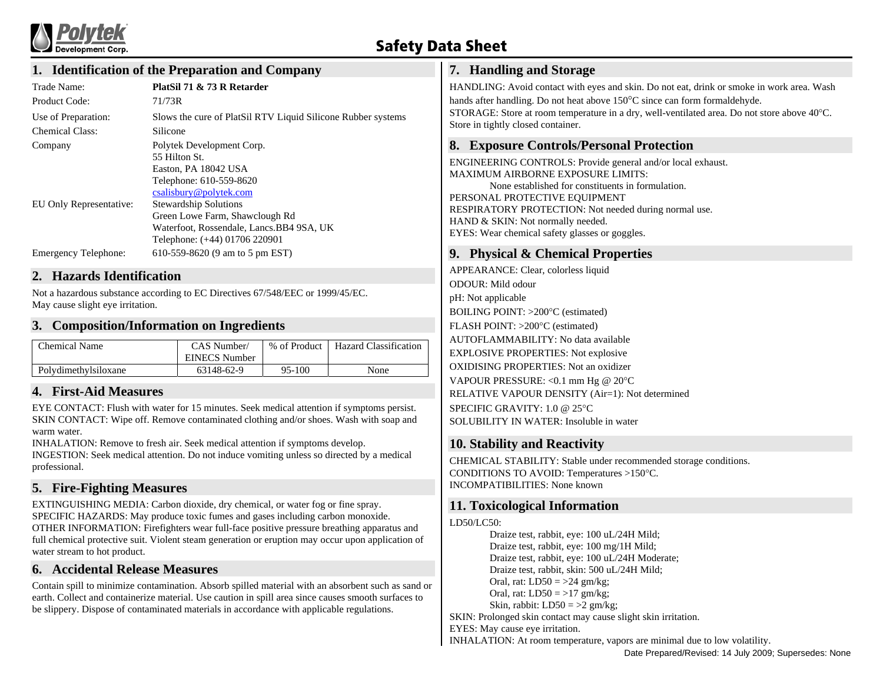# Safety Data Sheet

## 1. Identification of the Preparation and Company

| | |
|---|---|
| Trade Name: | **PlatSil 71 & 73 R Retarder** |
| Product Code: | 71/73R |
| Use of Preparation: | Slows the cure of PlatSil RTV Liquid Silicone Rubber systems |
| Chemical Class: | Silicone |
| Company | Polytek Development Corp.<br>55 Hilton St.<br>Easton, PA 18042 USA<br>Telephone: 610-559-8620<br>csalisbury@polytek.com |
| EU Only Representative: | Stewardship Solutions<br>Green Lowe Farm, Shawclough Rd<br>Waterfoot, Rossendale, Lancs.BB4 9SA, UK<br>Telephone: (+44) 01706 220901 |
| Emergency Telephone: | 610-559-8620 (9 am to 5 pm EST) |

## 2. Hazards Identification

Not a hazardous substance according to EC Directives 67/548/EEC or 1999/45/EC.
May cause slight eye irritation.

## 3. Composition/Information on Ingredients

| Chemical Name | CAS Number/ EINECS Number | % of Product | Hazard Classification |
|---|---|---|---|
| Polydimethylsiloxane | 63148-62-9 | 95-100 | None |

## 4. First-Aid Measures

EYE CONTACT: Flush with water for 15 minutes. Seek medical attention if symptoms persist.
SKIN CONTACT: Wipe off. Remove contaminated clothing and/or shoes. Wash with soap and warm water.
INHALATION: Remove to fresh air. Seek medical attention if symptoms develop.
INGESTION: Seek medical attention. Do not induce vomiting unless so directed by a medical professional.

## 5. Fire-Fighting Measures

EXTINGUISHING MEDIA: Carbon dioxide, dry chemical, or water fog or fine spray.
SPECIFIC HAZARDS: May produce toxic fumes and gases including carbon monoxide.
OTHER INFORMATION: Firefighters wear full-face positive pressure breathing apparatus and full chemical protective suit. Violent steam generation or eruption may occur upon application of water stream to hot product.

## 6. Accidental Release Measures

Contain spill to minimize contamination. Absorb spilled material with an absorbent such as sand or earth. Collect and containerize material. Use caution in spill area since causes smooth surfaces to be slippery. Dispose of contaminated materials in accordance with applicable regulations.

## 7. Handling and Storage

HANDLING: Avoid contact with eyes and skin. Do not eat, drink or smoke in work area. Wash hands after handling. Do not heat above 150°C since can form formaldehyde.
STORAGE: Store at room temperature in a dry, well-ventilated area. Do not store above 40°C. Store in tightly closed container.

## 8. Exposure Controls/Personal Protection

ENGINEERING CONTROLS: Provide general and/or local exhaust.
MAXIMUM AIRBORNE EXPOSURE LIMITS:
None established for constituents in formulation.
PERSONAL PROTECTIVE EQUIPMENT
RESPIRATORY PROTECTION: Not needed during normal use.
HAND & SKIN: Not normally needed.
EYES: Wear chemical safety glasses or goggles.

## 9. Physical & Chemical Properties

APPEARANCE: Clear, colorless liquid
ODOUR: Mild odour
pH: Not applicable
BOILING POINT: >200°C (estimated)
FLASH POINT: >200°C (estimated)
AUTOFLAMMABILITY: No data available
EXPLOSIVE PROPERTIES: Not explosive
OXIDISING PROPERTIES: Not an oxidizer
VAPOUR PRESSURE: <0.1 mm Hg @ 20°C
RELATIVE VAPOUR DENSITY (Air=1): Not determined
SPECIFIC GRAVITY: 1.0 @ 25°C
SOLUBILITY IN WATER: Insoluble in water

## 10. Stability and Reactivity

CHEMICAL STABILITY: Stable under recommended storage conditions.
CONDITIONS TO AVOID: Temperatures >150°C.
INCOMPATIBILITIES: None known

## 11. Toxicological Information

LD50/LC50:
Draize test, rabbit, eye: 100 uL/24H Mild;
Draize test, rabbit, eye: 100 mg/1H Mild;
Draize test, rabbit, eye: 100 uL/24H Moderate;
Draize test, rabbit, skin: 500 uL/24H Mild;
Oral, rat: LD50 = >24 gm/kg;
Oral, rat: LD50 = >17 gm/kg;
Skin, rabbit: LD50 = >2 gm/kg;
SKIN: Prolonged skin contact may cause slight skin irritation.
EYES: May cause eye irritation.
INHALATION: At room temperature, vapors are minimal due to low volatility.

Date Prepared/Revised: 14 July 2009; Supersedes: None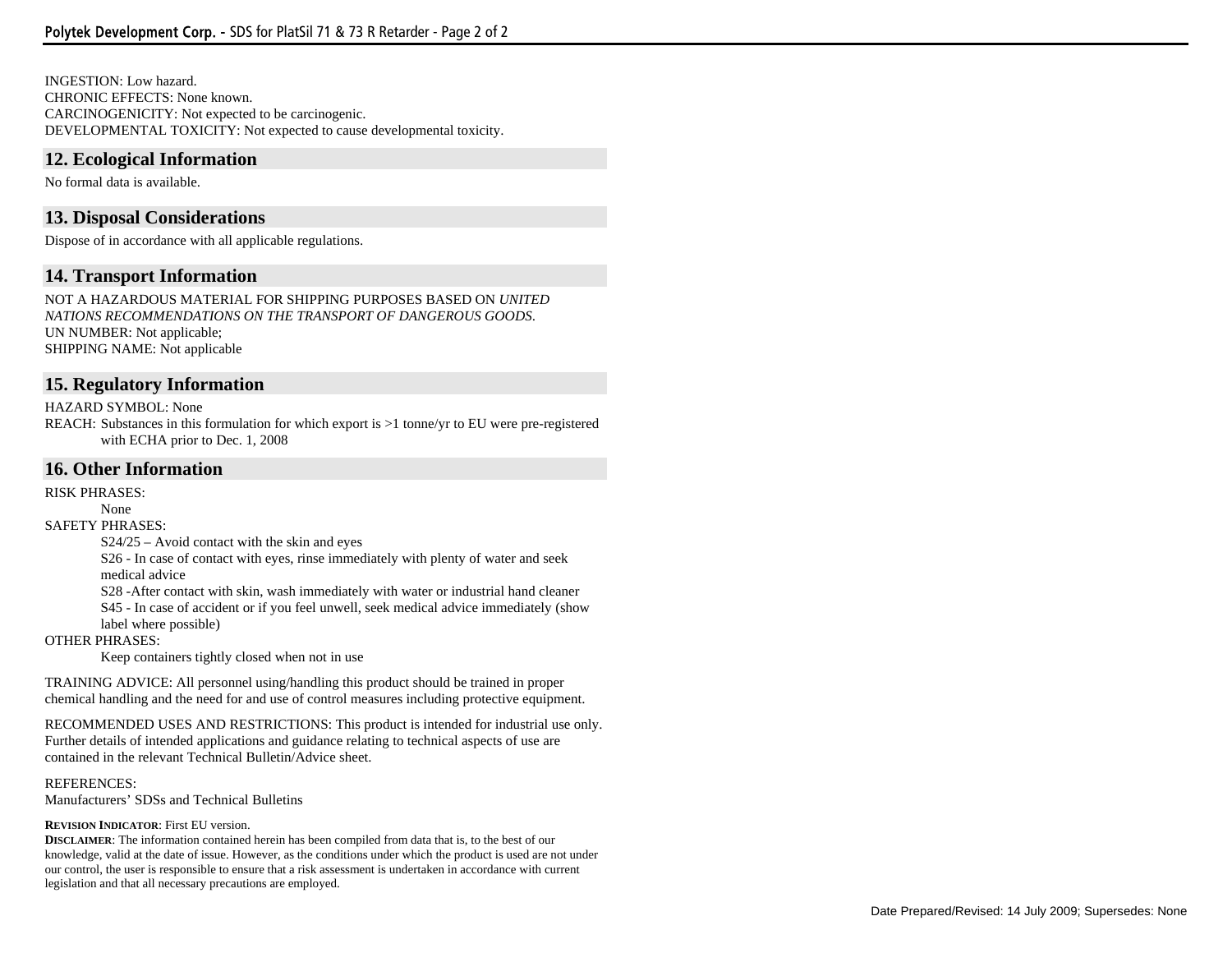INGESTION: Low hazard.
CHRONIC EFFECTS: None known.
CARCINOGENICITY: Not expected to be carcinogenic.
DEVELOPMENTAL TOXICITY: Not expected to cause developmental toxicity.

## 12. Ecological Information

No formal data is available.

## 13. Disposal Considerations

Dispose of in accordance with all applicable regulations.

## 14. Transport Information

NOT A HAZARDOUS MATERIAL FOR SHIPPING PURPOSES BASED ON *UNITED NATIONS RECOMMENDATIONS ON THE TRANSPORT OF DANGEROUS GOODS*.
UN NUMBER: Not applicable;
SHIPPING NAME: Not applicable

## 15. Regulatory Information

HAZARD SYMBOL: None
REACH: Substances in this formulation for which export is >1 tonne/yr to EU were pre-registered with ECHA prior to Dec. 1, 2008

## 16. Other Information

RISK PHRASES:
None

SAFETY PHRASES:
S24/25 – Avoid contact with the skin and eyes
S26 - In case of contact with eyes, rinse immediately with plenty of water and seek medical advice
S28 -After contact with skin, wash immediately with water or industrial hand cleaner
S45 - In case of accident or if you feel unwell, seek medical advice immediately (show label where possible)

OTHER PHRASES:
Keep containers tightly closed when not in use

TRAINING ADVICE: All personnel using/handling this product should be trained in proper chemical handling and the need for and use of control measures including protective equipment.

RECOMMENDED USES AND RESTRICTIONS: This product is intended for industrial use only. Further details of intended applications and guidance relating to technical aspects of use are contained in the relevant Technical Bulletin/Advice sheet.

REFERENCES:
Manufacturers' SDSs and Technical Bulletins

**REVISION INDICATOR**: First EU version.
**DISCLAIMER**: The information contained herein has been compiled from data that is, to the best of our knowledge, valid at the date of issue. However, as the conditions under which the product is used are not under our control, the user is responsible to ensure that a risk assessment is undertaken in accordance with current legislation and that all necessary precautions are employed.

Date Prepared/Revised: 14 July 2009; Supersedes: None